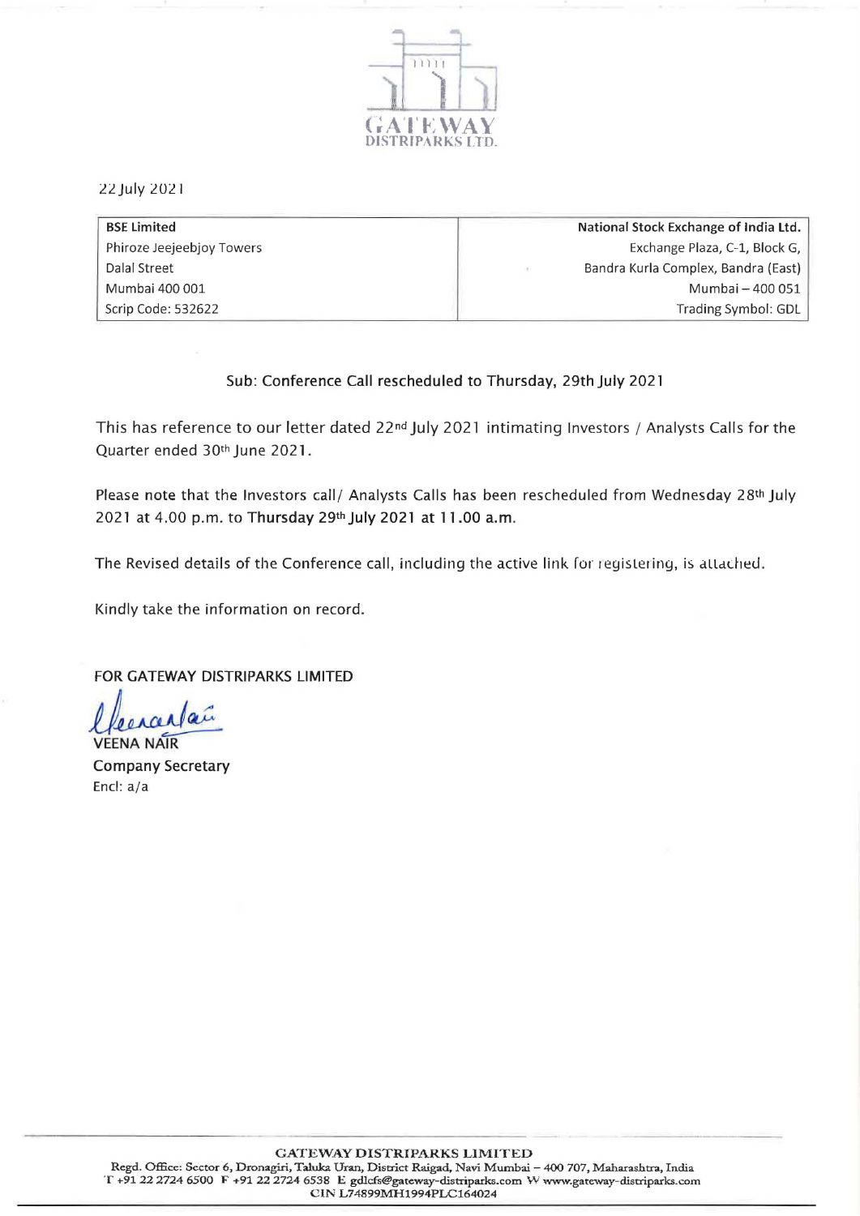22 July 2021

| BSE Limited | National Stock Exchange of India Ltd. |
| --- | --- |
| Phiroze Jeejeebjoy Towers | Exchange Plaza, C-1, Block G, |
| Dalal Street | Bandra Kurla Complex, Bandra (East) |
| Mumbai 400 001 | Mumbai – 400 051 |
| Scrip Code: 532622 | Trading Symbol: GDL |

Sub: Conference Call rescheduled to Thursday, 29th July 2021

This has reference to our letter dated 22nd July 2021 intimating Investors / Analysts Calls for the Quarter ended 30th June 2021.

Please note that the Investors call/ Analysts Calls has been rescheduled from Wednesday 28th July 2021 at 4.00 p.m. to **Thursday 29th July 2021 at 11.00 a.m.**

The Revised details of the Conference call, including the active link for registering, is attached.

Kindly take the information on record.

FOR GATEWAY DISTRIPARKS LIMITED

VEENA NAIR
Company Secretary
Encl: a/a

**GATEWAY DISTRIPARKS LIMITED**
Regd. Office: Sector 6, Dronagiri, Taluka Uran, District Raigad, Navi Mumbai – 400 707, Maharashtra, India
T +91 22 2724 6500 F +91 22 2724 6538 E gdlcfs@gateway-distriparks.com W www.gateway-distriparks.com
CIN L74899MH1994PLC164024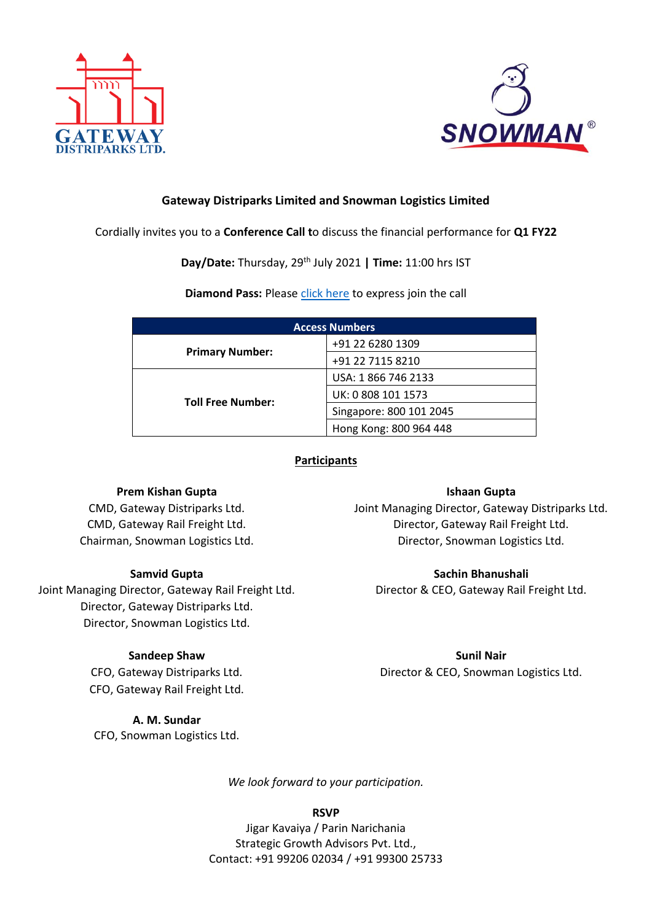GATEWAY DISTRIPARKS LTD.

SNOWMAN®

**Gateway Distriparks Limited and Snowman Logistics Limited**

Cordially invites you to a **Conference Call t**o discuss the financial performance for **Q1 FY22**

**Day/Date:** Thursday, 29th July 2021 **| Time:** 11:00 hrs IST

**Diamond Pass:** Please click here to express join the call

| Access Numbers | |
|---|---|
| **Primary Number:** | +91 22 6280 1309 |
| | +91 22 7115 8210 |
| **Toll Free Number:** | USA: 1 866 746 2133 |
| | UK: 0 808 101 1573 |
| | Singapore: 800 101 2045 |
| | Hong Kong: 800 964 448 |

**Participants**

**Prem Kishan Gupta**
CMD, Gateway Distriparks Ltd.
CMD, Gateway Rail Freight Ltd.
Chairman, Snowman Logistics Ltd.

**Ishaan Gupta**
Joint Managing Director, Gateway Distriparks Ltd.
Director, Gateway Rail Freight Ltd.
Director, Snowman Logistics Ltd.

**Samvid Gupta**
Joint Managing Director, Gateway Rail Freight Ltd.
Director, Gateway Distriparks Ltd.
Director, Snowman Logistics Ltd.

**Sachin Bhanushali**
Director & CEO, Gateway Rail Freight Ltd.

**Sandeep Shaw**
CFO, Gateway Distriparks Ltd.
CFO, Gateway Rail Freight Ltd.

**Sunil Nair**
Director & CEO, Snowman Logistics Ltd.

**A. M. Sundar**
CFO, Snowman Logistics Ltd.

*We look forward to your participation.*

**RSVP**
Jigar Kavaiya / Parin Narichania
Strategic Growth Advisors Pvt. Ltd.,
Contact: +91 99206 02034 / +91 99300 25733